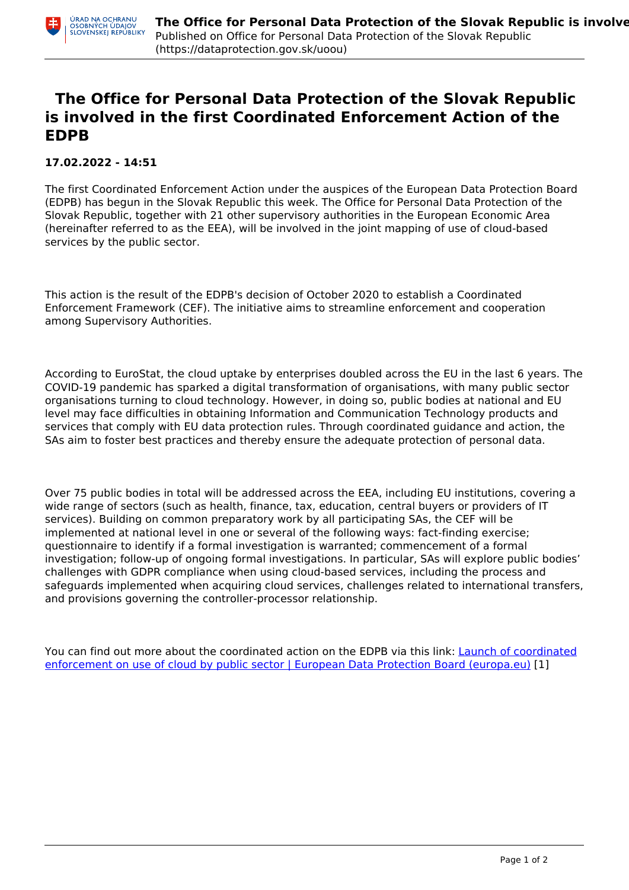# The Office for Personal Data Protection of the Slovak Republic is involved in the first Coordinated Enforcement Action of the EDPB

**17.02.2022 - 14:51**

The first Coordinated Enforcement Action under the auspices of the European Data Protection Board (EDPB) has begun in the Slovak Republic this week. The Office for Personal Data Protection of the Slovak Republic, together with 21 other supervisory authorities in the European Economic Area (hereinafter referred to as the EEA), will be involved in the joint mapping of use of cloud-based services by the public sector.

This action is the result of the EDPB's decision of October 2020 to establish a Coordinated Enforcement Framework (CEF). The initiative aims to streamline enforcement and cooperation among Supervisory Authorities.

According to EuroStat, the cloud uptake by enterprises doubled across the EU in the last 6 years. The COVID-19 pandemic has sparked a digital transformation of organisations, with many public sector organisations turning to cloud technology. However, in doing so, public bodies at national and EU level may face difficulties in obtaining Information and Communication Technology products and services that comply with EU data protection rules. Through coordinated guidance and action, the SAs aim to foster best practices and thereby ensure the adequate protection of personal data.

Over 75 public bodies in total will be addressed across the EEA, including EU institutions, covering a wide range of sectors (such as health, finance, tax, education, central buyers or providers of IT services). Building on common preparatory work by all participating SAs, the CEF will be implemented at national level in one or several of the following ways: fact-finding exercise; questionnaire to identify if a formal investigation is warranted; commencement of a formal investigation; follow-up of ongoing formal investigations. In particular, SAs will explore public bodies' challenges with GDPR compliance when using cloud-based services, including the process and safeguards implemented when acquiring cloud services, challenges related to international transfers, and provisions governing the controller-processor relationship.

You can find out more about the coordinated action on the EDPB via this link: Launch of coordinated enforcement on use of cloud by public sector | European Data Protection Board (europa.eu) [1]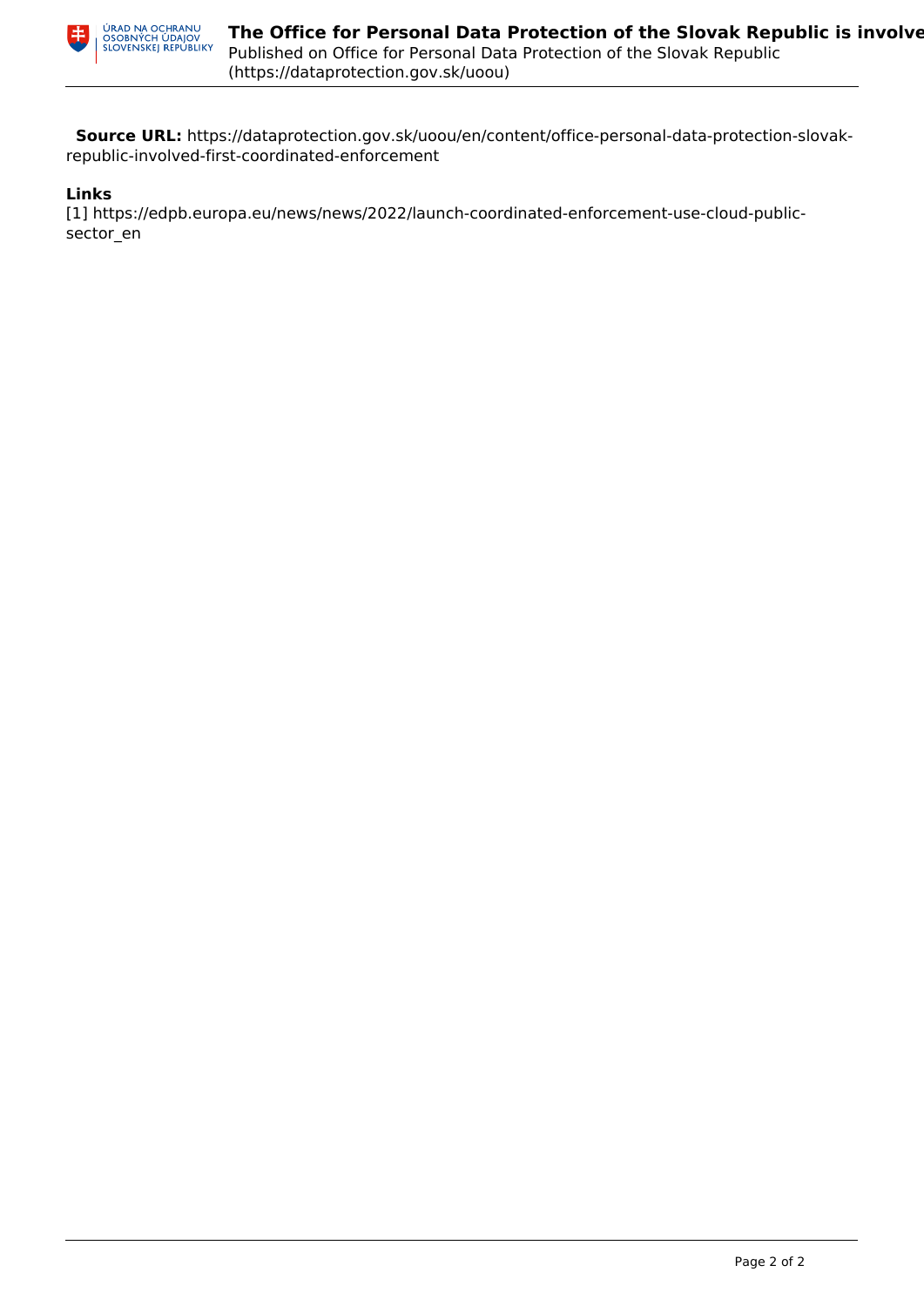**Source URL:** https://dataprotection.gov.sk/uoou/en/content/office-personal-data-protection-slovak-republic-involved-first-coordinated-enforcement

**Links**
[1] https://edpb.europa.eu/news/news/2022/launch-coordinated-enforcement-use-cloud-public-sector_en